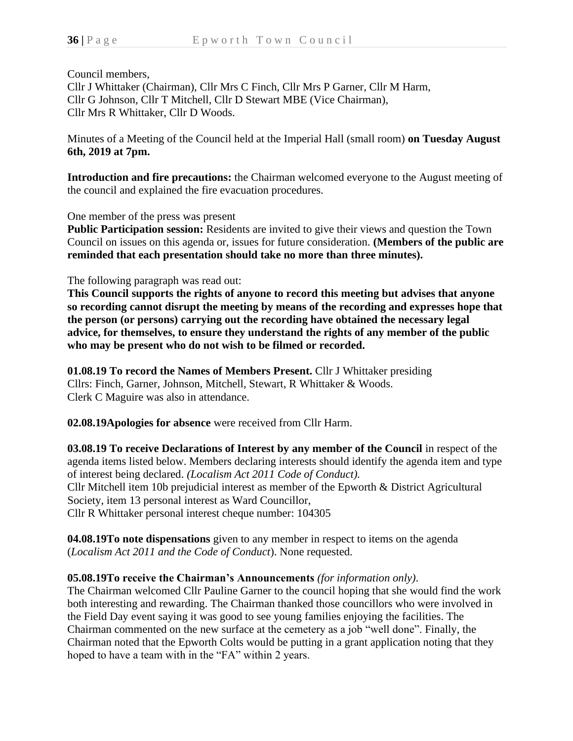Council members,
Cllr J Whittaker (Chairman), Cllr Mrs C Finch, Cllr Mrs P Garner, Cllr M Harm,
Cllr G Johnson, Cllr T Mitchell, Cllr D Stewart MBE (Vice Chairman),
Cllr Mrs R Whittaker, Cllr D Woods.

Minutes of a Meeting of the Council held at the Imperial Hall (small room) **on Tuesday August 6th, 2019 at 7pm.**

**Introduction and fire precautions:** the Chairman welcomed everyone to the August meeting of the council and explained the fire evacuation procedures.

One member of the press was present

**Public Participation session:** Residents are invited to give their views and question the Town Council on issues on this agenda or, issues for future consideration. **(Members of the public are reminded that each presentation should take no more than three minutes).**

The following paragraph was read out:

**This Council supports the rights of anyone to record this meeting but advises that anyone so recording cannot disrupt the meeting by means of the recording and expresses hope that the person (or persons) carrying out the recording have obtained the necessary legal advice, for themselves, to ensure they understand the rights of any member of the public who may be present who do not wish to be filmed or recorded.**

**01.08.19 To record the Names of Members Present.** Cllr J Whittaker presiding
Cllrs: Finch, Garner, Johnson, Mitchell, Stewart, R Whittaker & Woods.
Clerk C Maguire was also in attendance.

**02.08.19Apologies for absence** were received from Cllr Harm.

**03.08.19 To receive Declarations of Interest by any member of the Council** in respect of the agenda items listed below. Members declaring interests should identify the agenda item and type of interest being declared. *(Localism Act 2011 Code of Conduct).*
Cllr Mitchell item 10b prejudicial interest as member of the Epworth & District Agricultural Society, item 13 personal interest as Ward Councillor,
Cllr R Whittaker personal interest cheque number: 104305

**04.08.19To note dispensations** given to any member in respect to items on the agenda (*Localism Act 2011 and the Code of Conduct*). None requested.

**05.08.19To receive the Chairman's Announcements** *(for information only).*
The Chairman welcomed Cllr Pauline Garner to the council hoping that she would find the work both interesting and rewarding. The Chairman thanked those councillors who were involved in the Field Day event saying it was good to see young families enjoying the facilities. The Chairman commented on the new surface at the cemetery as a job "well done". Finally, the Chairman noted that the Epworth Colts would be putting in a grant application noting that they hoped to have a team with in the "FA" within 2 years.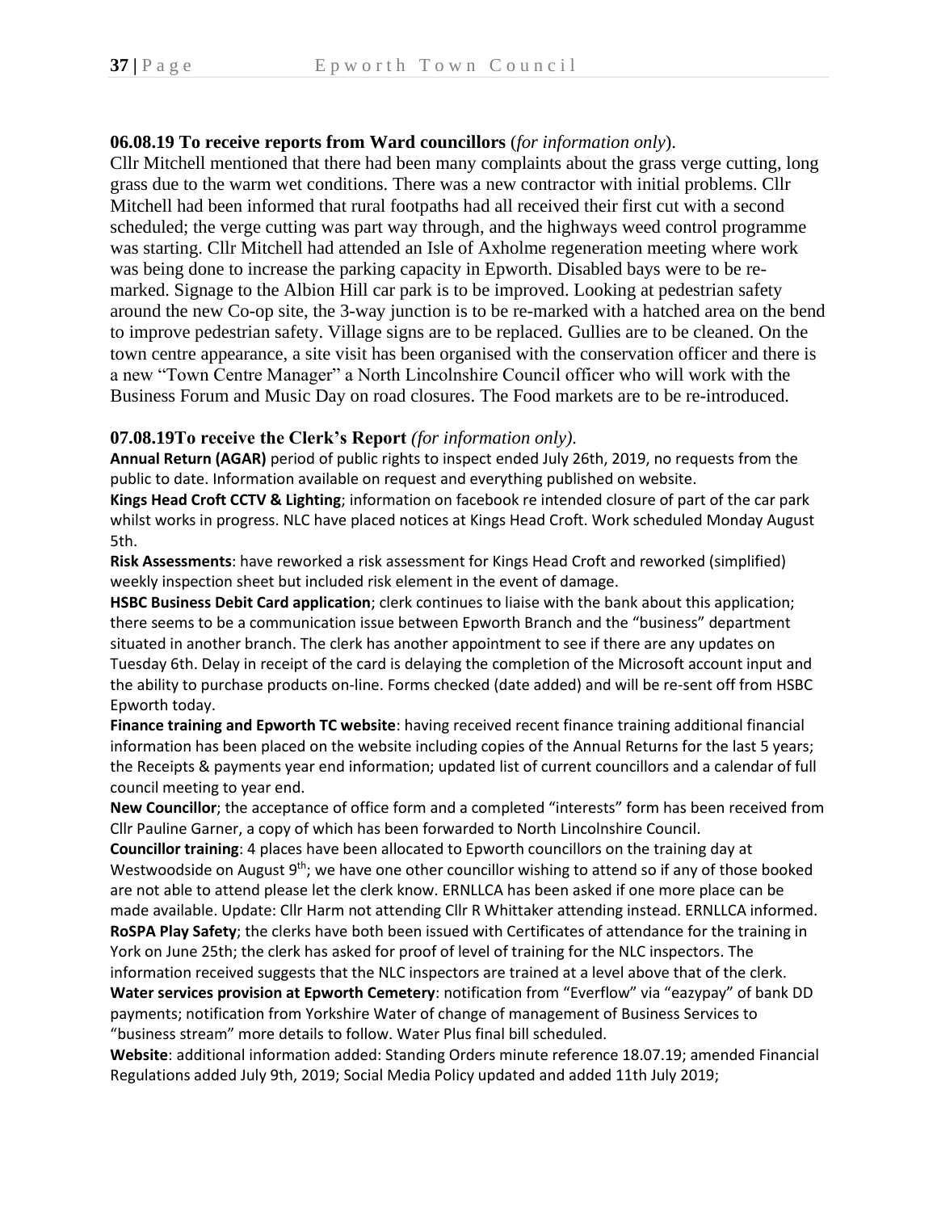**06.08.19 To receive reports from Ward councillors** (*for information only*).

Cllr Mitchell mentioned that there had been many complaints about the grass verge cutting, long grass due to the warm wet conditions. There was a new contractor with initial problems. Cllr Mitchell had been informed that rural footpaths had all received their first cut with a second scheduled; the verge cutting was part way through, and the highways weed control programme was starting. Cllr Mitchell had attended an Isle of Axholme regeneration meeting where work was being done to increase the parking capacity in Epworth. Disabled bays were to be re-marked. Signage to the Albion Hill car park is to be improved. Looking at pedestrian safety around the new Co-op site, the 3-way junction is to be re-marked with a hatched area on the bend to improve pedestrian safety. Village signs are to be replaced. Gullies are to be cleaned. On the town centre appearance, a site visit has been organised with the conservation officer and there is a new "Town Centre Manager" a North Lincolnshire Council officer who will work with the Business Forum and Music Day on road closures. The Food markets are to be re-introduced.

**07.08.19To receive the Clerk's Report** *(for information only).*

**Annual Return (AGAR)** period of public rights to inspect ended July 26th, 2019, no requests from the public to date. Information available on request and everything published on website.

**Kings Head Croft CCTV & Lighting**; information on facebook re intended closure of part of the car park whilst works in progress. NLC have placed notices at Kings Head Croft. Work scheduled Monday August 5th.

**Risk Assessments**: have reworked a risk assessment for Kings Head Croft and reworked (simplified) weekly inspection sheet but included risk element in the event of damage.

**HSBC Business Debit Card application**; clerk continues to liaise with the bank about this application; there seems to be a communication issue between Epworth Branch and the "business" department situated in another branch. The clerk has another appointment to see if there are any updates on Tuesday 6th. Delay in receipt of the card is delaying the completion of the Microsoft account input and the ability to purchase products on-line. Forms checked (date added) and will be re-sent off from HSBC Epworth today.

**Finance training and Epworth TC website**: having received recent finance training additional financial information has been placed on the website including copies of the Annual Returns for the last 5 years; the Receipts & payments year end information; updated list of current councillors and a calendar of full council meeting to year end.

**New Councillor**; the acceptance of office form and a completed "interests" form has been received from Cllr Pauline Garner, a copy of which has been forwarded to North Lincolnshire Council.

**Councillor training**: 4 places have been allocated to Epworth councillors on the training day at Westwoodside on August 9th; we have one other councillor wishing to attend so if any of those booked are not able to attend please let the clerk know. ERNLLCA has been asked if one more place can be made available. Update: Cllr Harm not attending Cllr R Whittaker attending instead. ERNLLCA informed.

**RoSPA Play Safety**; the clerks have both been issued with Certificates of attendance for the training in York on June 25th; the clerk has asked for proof of level of training for the NLC inspectors. The information received suggests that the NLC inspectors are trained at a level above that of the clerk.

**Water services provision at Epworth Cemetery**: notification from "Everflow" via "eazypay" of bank DD payments; notification from Yorkshire Water of change of management of Business Services to "business stream" more details to follow. Water Plus final bill scheduled.

**Website**: additional information added: Standing Orders minute reference 18.07.19; amended Financial Regulations added July 9th, 2019; Social Media Policy updated and added 11th July 2019;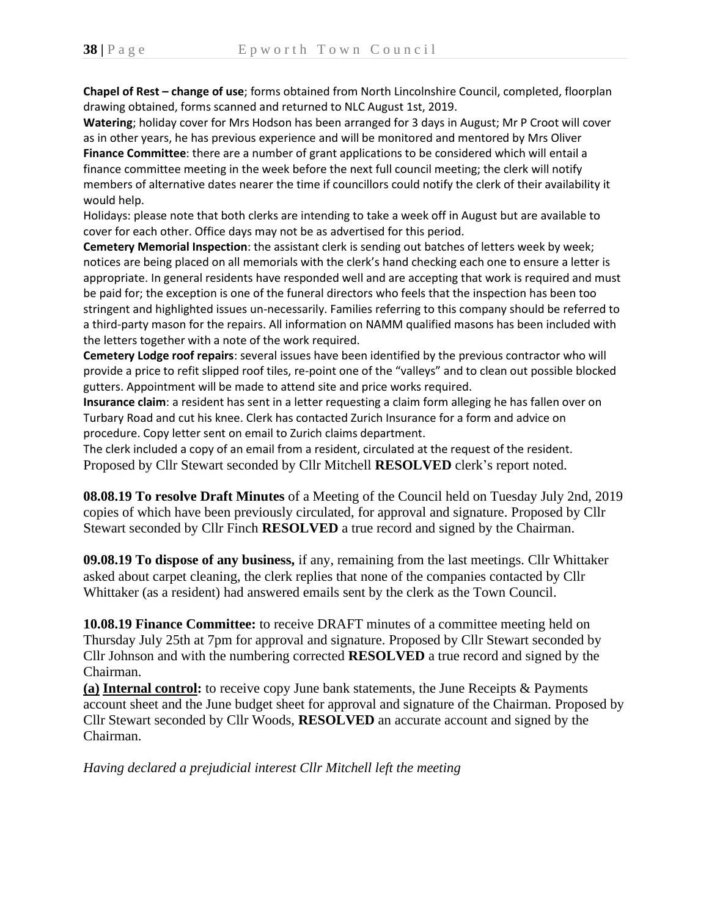**Chapel of Rest – change of use**; forms obtained from North Lincolnshire Council, completed, floorplan drawing obtained, forms scanned and returned to NLC August 1st, 2019.

**Watering**; holiday cover for Mrs Hodson has been arranged for 3 days in August; Mr P Croot will cover as in other years, he has previous experience and will be monitored and mentored by Mrs Oliver

**Finance Committee**: there are a number of grant applications to be considered which will entail a finance committee meeting in the week before the next full council meeting; the clerk will notify members of alternative dates nearer the time if councillors could notify the clerk of their availability it would help.

Holidays: please note that both clerks are intending to take a week off in August but are available to cover for each other. Office days may not be as advertised for this period.

**Cemetery Memorial Inspection**: the assistant clerk is sending out batches of letters week by week; notices are being placed on all memorials with the clerk's hand checking each one to ensure a letter is appropriate. In general residents have responded well and are accepting that work is required and must be paid for; the exception is one of the funeral directors who feels that the inspection has been too stringent and highlighted issues un-necessarily. Families referring to this company should be referred to a third-party mason for the repairs. All information on NAMM qualified masons has been included with the letters together with a note of the work required.

**Cemetery Lodge roof repairs**: several issues have been identified by the previous contractor who will provide a price to refit slipped roof tiles, re-point one of the "valleys" and to clean out possible blocked gutters. Appointment will be made to attend site and price works required.

**Insurance claim**: a resident has sent in a letter requesting a claim form alleging he has fallen over on Turbary Road and cut his knee. Clerk has contacted Zurich Insurance for a form and advice on procedure. Copy letter sent on email to Zurich claims department.

The clerk included a copy of an email from a resident, circulated at the request of the resident.

Proposed by Cllr Stewart seconded by Cllr Mitchell **RESOLVED** clerk's report noted.

**08.08.19 To resolve Draft Minutes** of a Meeting of the Council held on Tuesday July 2nd, 2019 copies of which have been previously circulated, for approval and signature. Proposed by Cllr Stewart seconded by Cllr Finch **RESOLVED** a true record and signed by the Chairman.

**09.08.19 To dispose of any business,** if any, remaining from the last meetings. Cllr Whittaker asked about carpet cleaning, the clerk replies that none of the companies contacted by Cllr Whittaker (as a resident) had answered emails sent by the clerk as the Town Council.

**10.08.19 Finance Committee:** to receive DRAFT minutes of a committee meeting held on Thursday July 25th at 7pm for approval and signature. Proposed by Cllr Stewart seconded by Cllr Johnson and with the numbering corrected **RESOLVED** a true record and signed by the Chairman.

**(a) Internal control:** to receive copy June bank statements, the June Receipts & Payments account sheet and the June budget sheet for approval and signature of the Chairman. Proposed by Cllr Stewart seconded by Cllr Woods, **RESOLVED** an accurate account and signed by the Chairman.

*Having declared a prejudicial interest Cllr Mitchell left the meeting*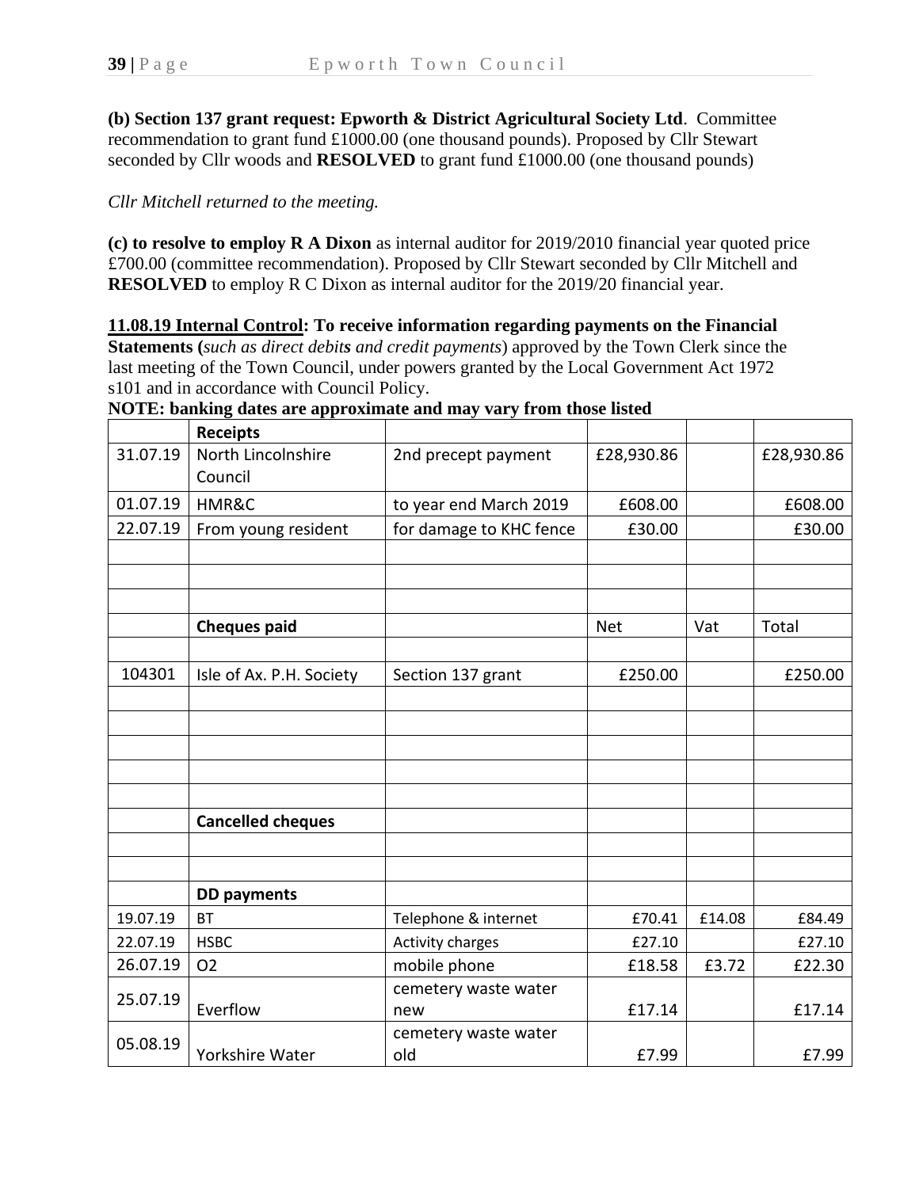**(b) Section 137 grant request: Epworth & District Agricultural Society Ltd**. Committee recommendation to grant fund £1000.00 (one thousand pounds). Proposed by Cllr Stewart seconded by Cllr woods and **RESOLVED** to grant fund £1000.00 (one thousand pounds)

*Cllr Mitchell returned to the meeting.*

**(c) to resolve to employ R A Dixon** as internal auditor for 2019/2010 financial year quoted price £700.00 (committee recommendation). Proposed by Cllr Stewart seconded by Cllr Mitchell and **RESOLVED** to employ R C Dixon as internal auditor for the 2019/20 financial year.

**11.08.19 Internal Control: To receive information regarding payments on the Financial Statements (***such as direct debits and credit payments*) approved by the Town Clerk since the last meeting of the Town Council, under powers granted by the Local Government Act 1972 s101 and in accordance with Council Policy.

**NOTE: banking dates are approximate and may vary from those listed**

| | **Receipts** | | | | |
|---|---|---|---|---|---|
| 31.07.19 | North Lincolnshire Council | 2nd precept payment | £28,930.86 | | £28,930.86 |
| 01.07.19 | HMR&C | to year end March 2019 | £608.00 | | £608.00 |
| 22.07.19 | From young resident | for damage to KHC fence | £30.00 | | £30.00 |
| | | | | | |
| | | | | | |
| | | | | | |
| | **Cheques paid** | | Net | Vat | Total |
| | | | | | |
| 104301 | Isle of Ax. P.H. Society | Section 137 grant | £250.00 | | £250.00 |
| | | | | | |
| | | | | | |
| | | | | | |
| | | | | | |
| | | | | | |
| | **Cancelled cheques** | | | | |
| | | | | | |
| | | | | | |
| | **DD payments** | | | | |
| 19.07.19 | BT | Telephone & internet | £70.41 | £14.08 | £84.49 |
| 22.07.19 | HSBC | Activity charges | £27.10 | | £27.10 |
| 26.07.19 | O2 | mobile phone | £18.58 | £3.72 | £22.30 |
| 25.07.19 | Everflow | cemetery waste water new | £17.14 | | £17.14 |
| 05.08.19 | Yorkshire Water | cemetery waste water old | £7.99 | | £7.99 |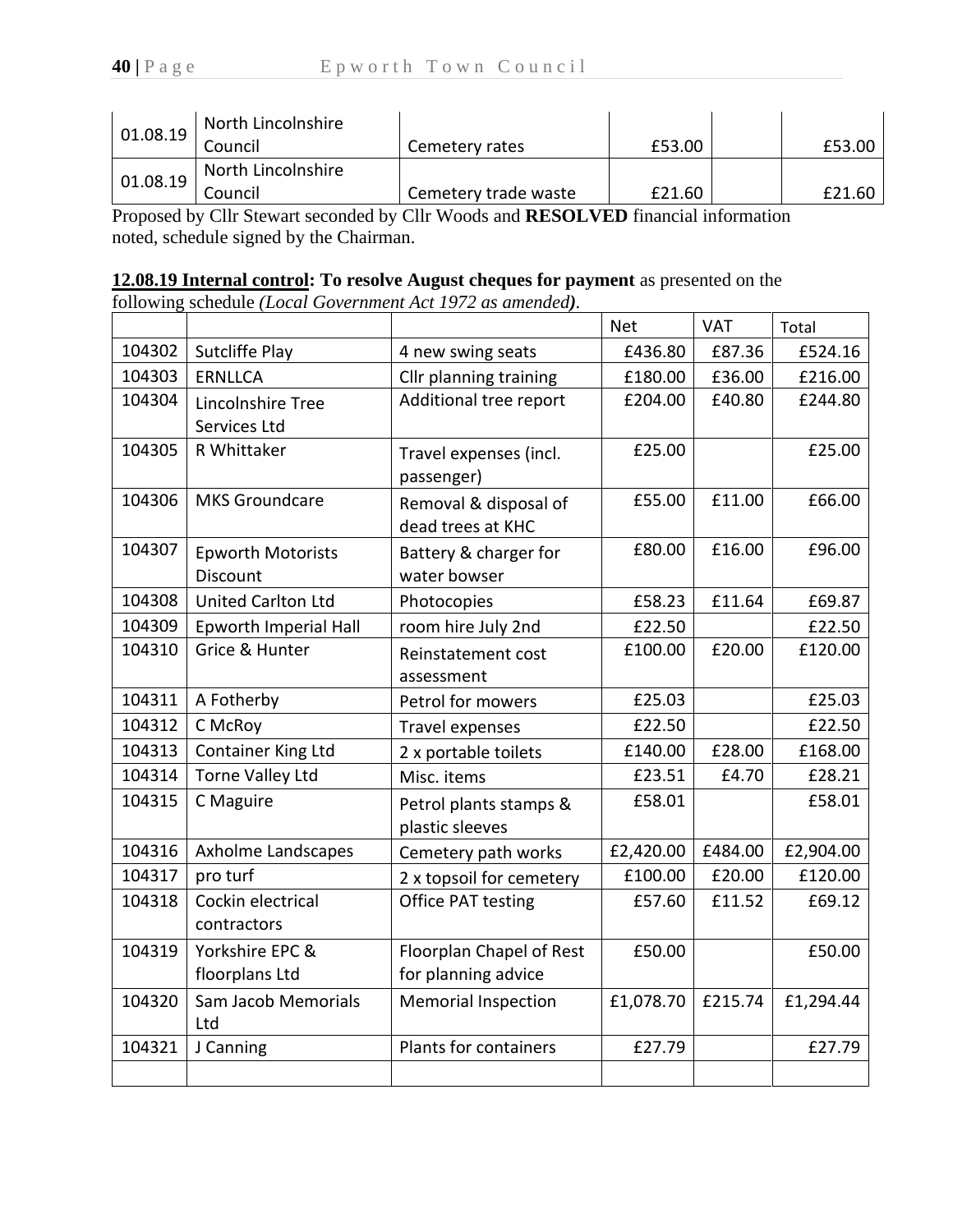| 01.08.19 | North Lincolnshire Council | Cemetery rates | £53.00 | | £53.00 |
|---|---|---|---|---|---|
| 01.08.19 | North Lincolnshire Council | Cemetery trade waste | £21.60 | | £21.60 |

Proposed by Cllr Stewart seconded by Cllr Woods and **RESOLVED** financial information noted, schedule signed by the Chairman.

**12.08.19 Internal control: To resolve August cheques for payment** as presented on the following schedule *(Local Government Act 1972 as amended)*.

| | | | Net | VAT | Total |
|---|---|---|---|---|---|
| 104302 | Sutcliffe Play | 4 new swing seats | £436.80 | £87.36 | £524.16 |
| 104303 | ERNLLCA | Cllr planning training | £180.00 | £36.00 | £216.00 |
| 104304 | Lincolnshire Tree Services Ltd | Additional tree report | £204.00 | £40.80 | £244.80 |
| 104305 | R Whittaker | Travel expenses (incl. passenger) | £25.00 | | £25.00 |
| 104306 | MKS Groundcare | Removal & disposal of dead trees at KHC | £55.00 | £11.00 | £66.00 |
| 104307 | Epworth Motorists Discount | Battery & charger for water bowser | £80.00 | £16.00 | £96.00 |
| 104308 | United Carlton Ltd | Photocopies | £58.23 | £11.64 | £69.87 |
| 104309 | Epworth Imperial Hall | room hire July 2nd | £22.50 | | £22.50 |
| 104310 | Grice & Hunter | Reinstatement cost assessment | £100.00 | £20.00 | £120.00 |
| 104311 | A Fotherby | Petrol for mowers | £25.03 | | £25.03 |
| 104312 | C McRoy | Travel expenses | £22.50 | | £22.50 |
| 104313 | Container King Ltd | 2 x portable toilets | £140.00 | £28.00 | £168.00 |
| 104314 | Torne Valley Ltd | Misc. items | £23.51 | £4.70 | £28.21 |
| 104315 | C Maguire | Petrol plants stamps & plastic sleeves | £58.01 | | £58.01 |
| 104316 | Axholme Landscapes | Cemetery path works | £2,420.00 | £484.00 | £2,904.00 |
| 104317 | pro turf | 2 x topsoil for cemetery | £100.00 | £20.00 | £120.00 |
| 104318 | Cockin electrical contractors | Office PAT testing | £57.60 | £11.52 | £69.12 |
| 104319 | Yorkshire EPC & floorplans Ltd | Floorplan Chapel of Rest for planning advice | £50.00 | | £50.00 |
| 104320 | Sam Jacob Memorials Ltd | Memorial Inspection | £1,078.70 | £215.74 | £1,294.44 |
| 104321 | J Canning | Plants for containers | £27.79 | | £27.79 |
| | | | | | |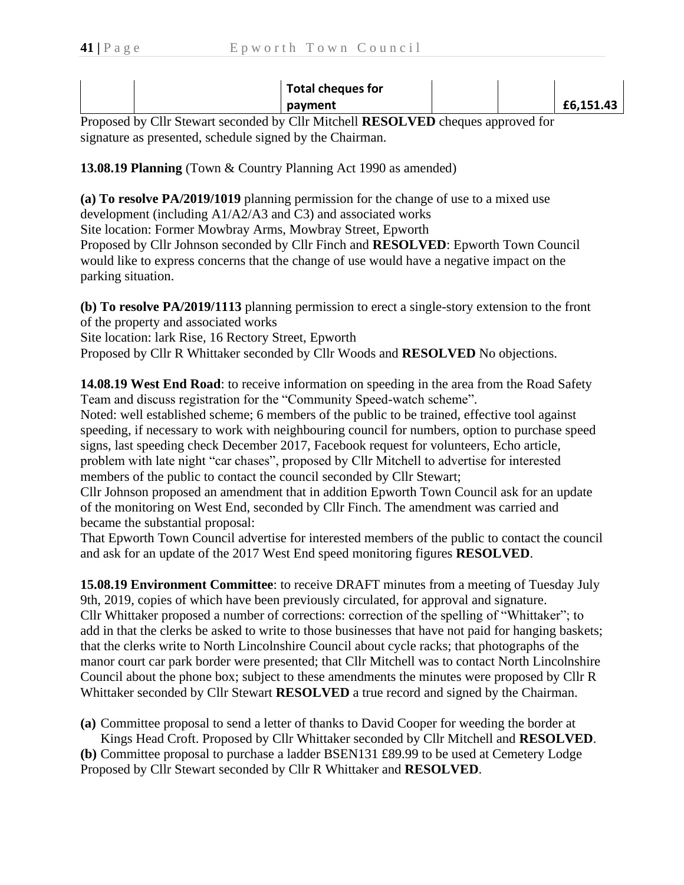| | | Total cheques for payment | | | £6,151.43 |
|---|---|---|---|---|---|

Proposed by Cllr Stewart seconded by Cllr Mitchell **RESOLVED** cheques approved for signature as presented, schedule signed by the Chairman.

**13.08.19 Planning** (Town & Country Planning Act 1990 as amended)

**(a) To resolve PA/2019/1019** planning permission for the change of use to a mixed use development (including A1/A2/A3 and C3) and associated works
Site location: Former Mowbray Arms, Mowbray Street, Epworth
Proposed by Cllr Johnson seconded by Cllr Finch and **RESOLVED**: Epworth Town Council would like to express concerns that the change of use would have a negative impact on the parking situation.

**(b) To resolve PA/2019/1113** planning permission to erect a single-story extension to the front of the property and associated works
Site location: lark Rise, 16 Rectory Street, Epworth
Proposed by Cllr R Whittaker seconded by Cllr Woods and **RESOLVED** No objections.

**14.08.19 West End Road**: to receive information on speeding in the area from the Road Safety Team and discuss registration for the "Community Speed-watch scheme".
Noted: well established scheme; 6 members of the public to be trained, effective tool against speeding, if necessary to work with neighbouring council for numbers, option to purchase speed signs, last speeding check December 2017, Facebook request for volunteers, Echo article, problem with late night "car chases", proposed by Cllr Mitchell to advertise for interested members of the public to contact the council seconded by Cllr Stewart;
Cllr Johnson proposed an amendment that in addition Epworth Town Council ask for an update of the monitoring on West End, seconded by Cllr Finch. The amendment was carried and became the substantial proposal:
That Epworth Town Council advertise for interested members of the public to contact the council and ask for an update of the 2017 West End speed monitoring figures **RESOLVED**.

**15.08.19 Environment Committee**: to receive DRAFT minutes from a meeting of Tuesday July 9th, 2019, copies of which have been previously circulated, for approval and signature.
Cllr Whittaker proposed a number of corrections: correction of the spelling of "Whittaker"; to add in that the clerks be asked to write to those businesses that have not paid for hanging baskets; that the clerks write to North Lincolnshire Council about cycle racks; that photographs of the manor court car park border were presented; that Cllr Mitchell was to contact North Lincolnshire Council about the phone box; subject to these amendments the minutes were proposed by Cllr R Whittaker seconded by Cllr Stewart **RESOLVED** a true record and signed by the Chairman.

**(a)** Committee proposal to send a letter of thanks to David Cooper for weeding the border at Kings Head Croft. Proposed by Cllr Whittaker seconded by Cllr Mitchell and **RESOLVED**.
**(b)** Committee proposal to purchase a ladder BSEN131 £89.99 to be used at Cemetery Lodge Proposed by Cllr Stewart seconded by Cllr R Whittaker and **RESOLVED**.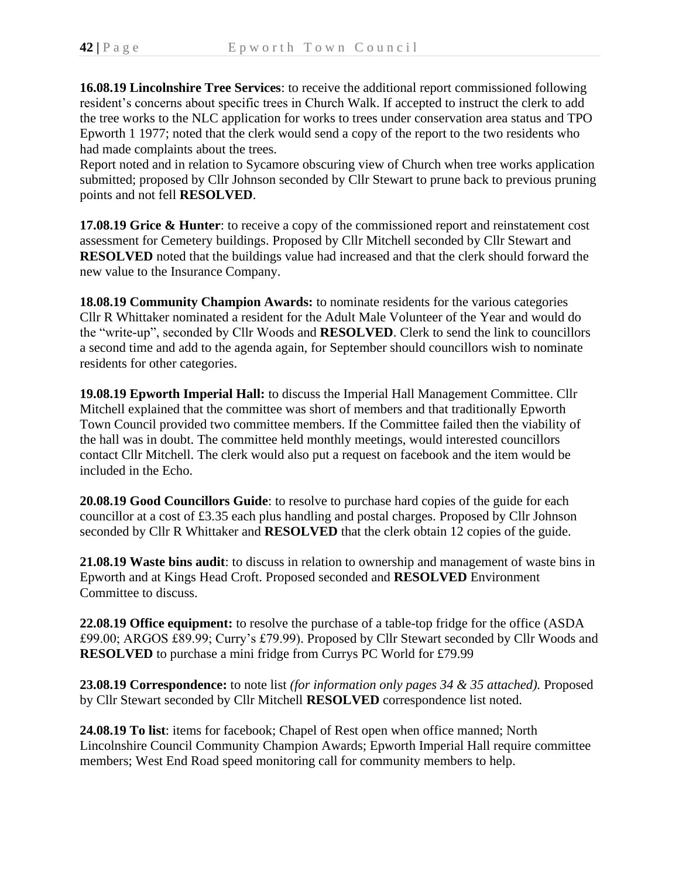**16.08.19 Lincolnshire Tree Services**: to receive the additional report commissioned following resident's concerns about specific trees in Church Walk. If accepted to instruct the clerk to add the tree works to the NLC application for works to trees under conservation area status and TPO Epworth 1 1977; noted that the clerk would send a copy of the report to the two residents who had made complaints about the trees.
Report noted and in relation to Sycamore obscuring view of Church when tree works application submitted; proposed by Cllr Johnson seconded by Cllr Stewart to prune back to previous pruning points and not fell **RESOLVED**.

**17.08.19 Grice & Hunter**: to receive a copy of the commissioned report and reinstatement cost assessment for Cemetery buildings. Proposed by Cllr Mitchell seconded by Cllr Stewart and **RESOLVED** noted that the buildings value had increased and that the clerk should forward the new value to the Insurance Company.

**18.08.19 Community Champion Awards:** to nominate residents for the various categories Cllr R Whittaker nominated a resident for the Adult Male Volunteer of the Year and would do the "write-up", seconded by Cllr Woods and **RESOLVED**. Clerk to send the link to councillors a second time and add to the agenda again, for September should councillors wish to nominate residents for other categories.

**19.08.19 Epworth Imperial Hall:** to discuss the Imperial Hall Management Committee. Cllr Mitchell explained that the committee was short of members and that traditionally Epworth Town Council provided two committee members. If the Committee failed then the viability of the hall was in doubt. The committee held monthly meetings, would interested councillors contact Cllr Mitchell. The clerk would also put a request on facebook and the item would be included in the Echo.

**20.08.19 Good Councillors Guide**: to resolve to purchase hard copies of the guide for each councillor at a cost of £3.35 each plus handling and postal charges. Proposed by Cllr Johnson seconded by Cllr R Whittaker and **RESOLVED** that the clerk obtain 12 copies of the guide.

**21.08.19 Waste bins audit**: to discuss in relation to ownership and management of waste bins in Epworth and at Kings Head Croft. Proposed seconded and **RESOLVED** Environment Committee to discuss.

**22.08.19 Office equipment:** to resolve the purchase of a table-top fridge for the office (ASDA £99.00; ARGOS £89.99; Curry's £79.99). Proposed by Cllr Stewart seconded by Cllr Woods and **RESOLVED** to purchase a mini fridge from Currys PC World for £79.99

**23.08.19 Correspondence:** to note list *(for information only pages 34 & 35 attached).* Proposed by Cllr Stewart seconded by Cllr Mitchell **RESOLVED** correspondence list noted.

**24.08.19 To list**: items for facebook; Chapel of Rest open when office manned; North Lincolnshire Council Community Champion Awards; Epworth Imperial Hall require committee members; West End Road speed monitoring call for community members to help.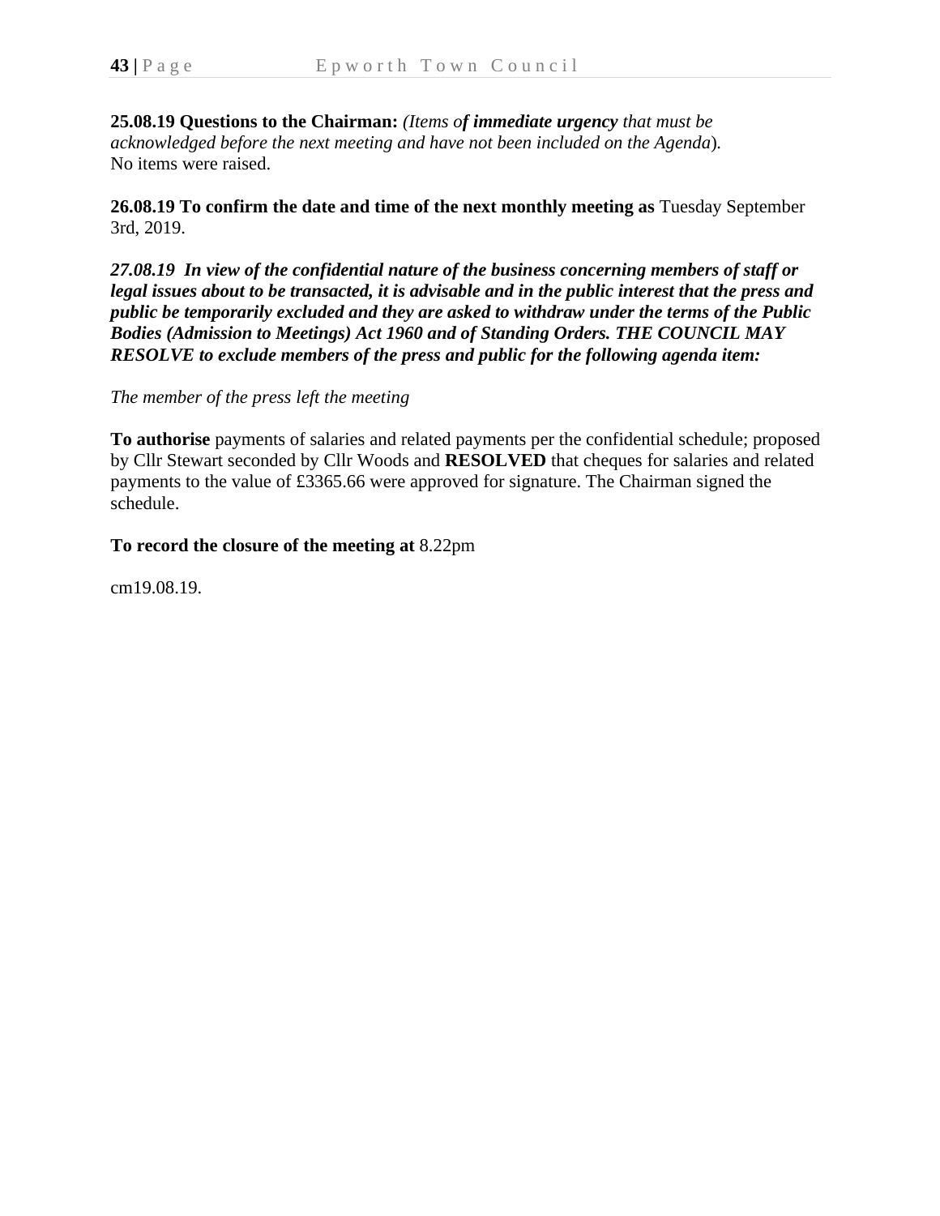**25.08.19 Questions to the Chairman:** *(Items o**f immediate urgency** that must be acknowledged before the next meeting and have not been included on the Agenda*). No items were raised.

**26.08.19 To confirm the date and time of the next monthly meeting as** Tuesday September 3rd, 2019.

***27.08.19 In view of the confidential nature of the business concerning members of staff or legal issues about to be transacted, it is advisable and in the public interest that the press and public be temporarily excluded and they are asked to withdraw under the terms of the Public Bodies (Admission to Meetings) Act 1960 and of Standing Orders. THE COUNCIL MAY RESOLVE to exclude members of the press and public for the following agenda item:***

*The member of the press left the meeting*

**To authorise** payments of salaries and related payments per the confidential schedule; proposed by Cllr Stewart seconded by Cllr Woods and **RESOLVED** that cheques for salaries and related payments to the value of £3365.66 were approved for signature. The Chairman signed the schedule.

**To record the closure of the meeting at** 8.22pm

cm19.08.19.